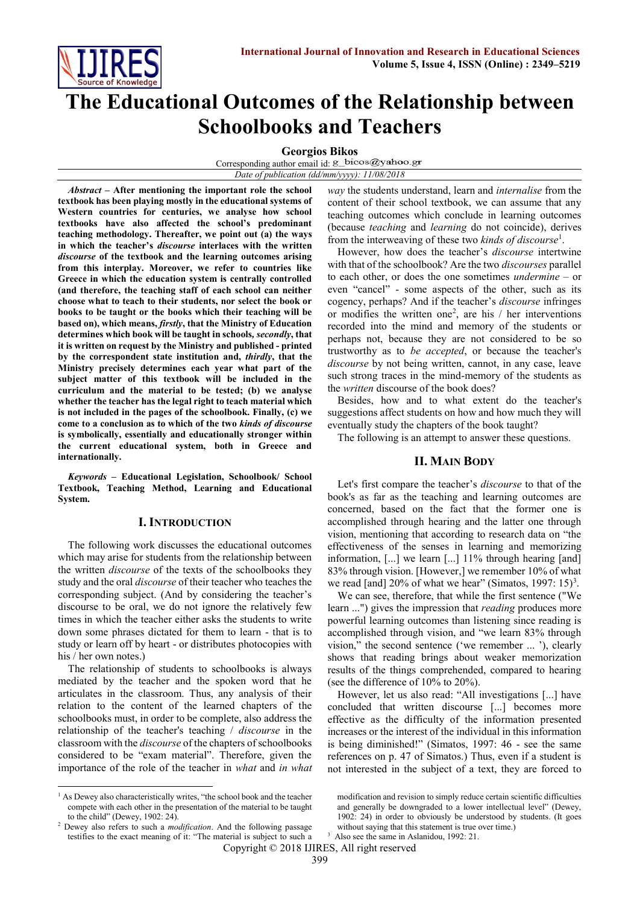# The Educational Outcomes of the Relationship between Schoolbooks and Teachers

**Georgios Bikos**

Corresponding author email id: g_bicos@yahoo.gr

*Date of publication (dd/mm/yyyy): 11/08/2018*

***Abstract* – After mentioning the important role the school textbook has been playing mostly in the educational systems of Western countries for centuries, we analyse how school textbooks have also affected the school's predominant teaching methodology. Thereafter, we point out (a) the ways in which the teacher's *discourse* interlaces with the written *discourse* of the textbook and the learning outcomes arising from this interplay. Moreover, we refer to countries like Greece in which the education system is centrally controlled (and therefore, the teaching staff of each school can neither choose what to teach to their students, nor select the book or books to be taught or the books which their teaching will be based on), which means, *firstly*, that the Ministry of Education determines which book will be taught in schools, *secondly*, that it is written on request by the Ministry and published - printed by the correspondent state institution and, *thirdly*, that the Ministry precisely determines each year what part of the subject matter of this textbook will be included in the curriculum and the material to be tested; (b) we analyse whether the teacher has the legal right to teach material which is not included in the pages of the schoolbook. Finally, (c) we come to a conclusion as to which of the two *kinds of discourse* is symbolically, essentially and educationally stronger within the current educational system, both in Greece and internationally.**

***Keywords* – Educational Legislation, Schoolbook/ School Textbook, Teaching Method, Learning and Educational System.**

## I. Introduction

The following work discusses the educational outcomes which may arise for students from the relationship between the written *discourse* of the texts of the schoolbooks they study and the oral *discourse* of their teacher who teaches the corresponding subject. (And by considering the teacher's discourse to be oral, we do not ignore the relatively few times in which the teacher either asks the students to write down some phrases dictated for them to learn - that is to study or learn off by heart - or distributes photocopies with his / her own notes.)

The relationship of students to schoolbooks is always mediated by the teacher and the spoken word that he articulates in the classroom. Thus, any analysis of their relation to the content of the learned chapters of the schoolbooks must, in order to be complete, also address the relationship of the teacher's teaching / *discourse* in the classroom with the *discourse* of the chapters of schoolbooks considered to be "exam material". Therefore, given the importance of the role of the teacher in *what* and *in what way* the students understand, learn and *internalise* from the content of their school textbook, we can assume that any teaching outcomes which conclude in learning outcomes (because *teaching* and *learning* do not coincide), derives from the interweaving of these two *kinds of discourse*[1].

However, how does the teacher's *discourse* intertwine with that of the schoolbook? Are the two *discourses* parallel to each other, or does the one sometimes *undermine* – or even "cancel" - some aspects of the other, such as its cogency, perhaps? And if the teacher's *discourse* infringes or modifies the written one[2], are his / her interventions recorded into the mind and memory of the students or perhaps not, because they are not considered to be so trustworthy as to *be accepted*, or because the teacher's *discourse* by not being written, cannot, in any case, leave such strong traces in the mind-memory of the students as the *written* discourse of the book does?

Besides, how and to what extent do the teacher's suggestions affect students on how and how much they will eventually study the chapters of the book taught?

The following is an attempt to answer these questions.

## II. Main Body

Let's first compare the teacher's *discourse* to that of the book's as far as the teaching and learning outcomes are concerned, based on the fact that the former one is accomplished through hearing and the latter one through vision, mentioning that according to research data on "the effectiveness of the senses in learning and memorizing information, [...] we learn [...] 11% through hearing [and] 83% through vision. [However,] we remember 10% of what we read [and] 20% of what we hear" (Simatos, 1997: 15)[3].

We can see, therefore, that while the first sentence ("We learn ...") gives the impression that *reading* produces more powerful learning outcomes than listening since reading is accomplished through vision, and "we learn 83% through vision," the second sentence ('we remember ... '), clearly shows that reading brings about weaker memorization results of the things comprehended, compared to hearing (see the difference of 10% to 20%).

However, let us also read: "All investigations [...] have concluded that written discourse [...] becomes more effective as the difficulty of the information presented increases or the interest of the individual in this information is being diminished!" (Simatos, 1997: 46 - see the same references on p. 47 of Simatos.) Thus, even if a student is not interested in the subject of a text, they are forced to

---

[1] As Dewey also characteristically writes, "the school book and the teacher compete with each other in the presentation of the material to be taught to the child" (Dewey, 1902: 24).

[2] Dewey also refers to such a *modification*. And the following passage testifies to the exact meaning of it: "The material is subject to such a modification and revision to simply reduce certain scientific difficulties and generally be downgraded to a lower intellectual level" (Dewey, 1902: 24) in order to obviously be understood by students. (It goes without saying that this statement is true over time.)

[3] Also see the same in Aslanidou, 1992: 21.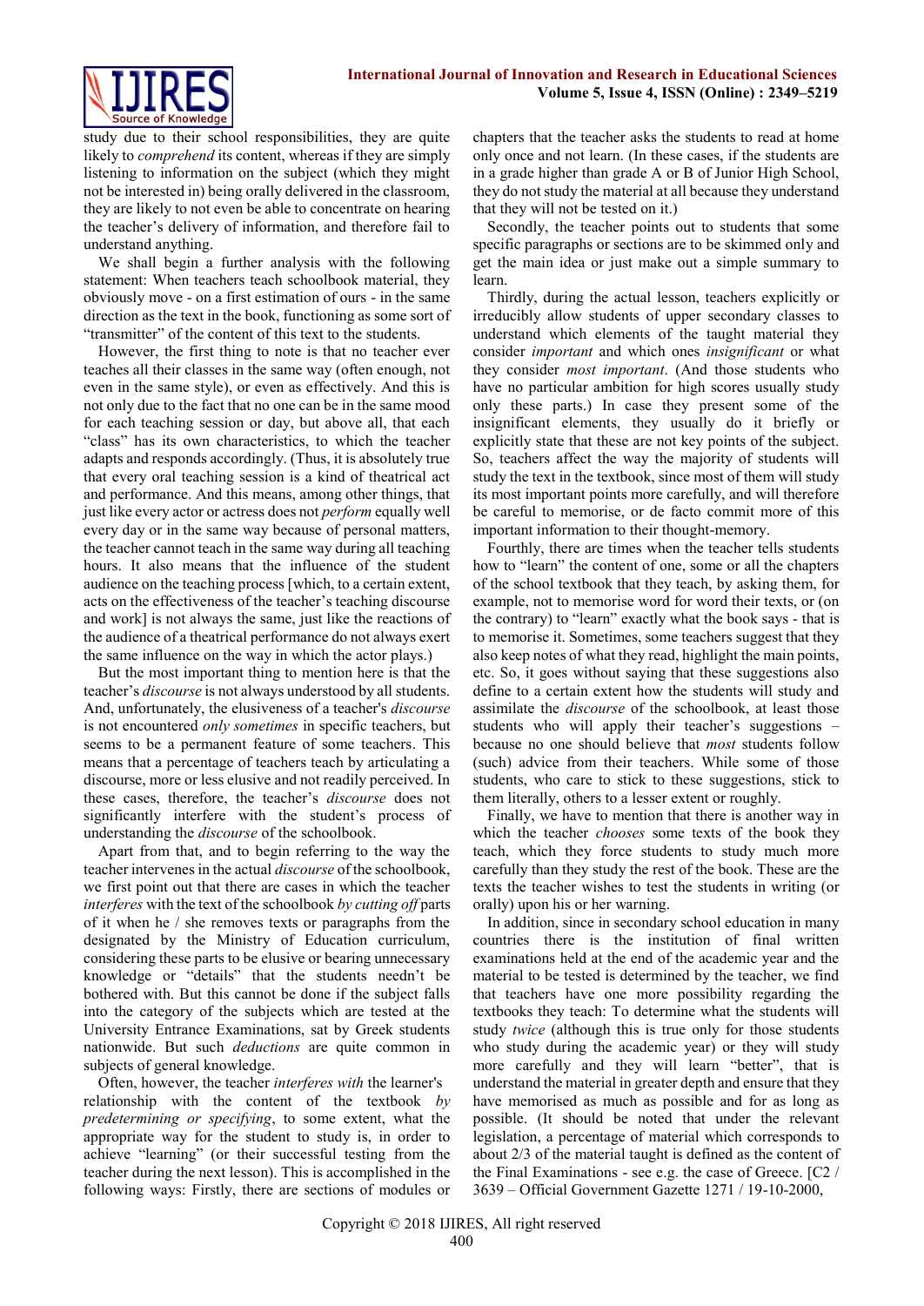study due to their school responsibilities, they are quite likely to *comprehend* its content, whereas if they are simply listening to information on the subject (which they might not be interested in) being orally delivered in the classroom, they are likely to not even be able to concentrate on hearing the teacher's delivery of information, and therefore fail to understand anything.

We shall begin a further analysis with the following statement: When teachers teach schoolbook material, they obviously move - on a first estimation of ours - in the same direction as the text in the book, functioning as some sort of "transmitter" of the content of this text to the students.

However, the first thing to note is that no teacher ever teaches all their classes in the same way (often enough, not even in the same style), or even as effectively. And this is not only due to the fact that no one can be in the same mood for each teaching session or day, but above all, that each "class" has its own characteristics, to which the teacher adapts and responds accordingly. (Thus, it is absolutely true that every oral teaching session is a kind of theatrical act and performance. And this means, among other things, that just like every actor or actress does not *perform* equally well every day or in the same way because of personal matters, the teacher cannot teach in the same way during all teaching hours. It also means that the influence of the student audience on the teaching process [which, to a certain extent, acts on the effectiveness of the teacher's teaching discourse and work] is not always the same, just like the reactions of the audience of a theatrical performance do not always exert the same influence on the way in which the actor plays.)

But the most important thing to mention here is that the teacher's *discourse* is not always understood by all students. And, unfortunately, the elusiveness of a teacher's *discourse* is not encountered *only sometimes* in specific teachers, but seems to be a permanent feature of some teachers. This means that a percentage of teachers teach by articulating a discourse, more or less elusive and not readily perceived. In these cases, therefore, the teacher's *discourse* does not significantly interfere with the student's process of understanding the *discourse* of the schoolbook.

Apart from that, and to begin referring to the way the teacher intervenes in the actual *discourse* of the schoolbook, we first point out that there are cases in which the teacher *interferes* with the text of the schoolbook *by cutting off* parts of it when he / she removes texts or paragraphs from the designated by the Ministry of Education curriculum, considering these parts to be elusive or bearing unnecessary knowledge or "details" that the students needn't be bothered with. But this cannot be done if the subject falls into the category of the subjects which are tested at the University Entrance Examinations, sat by Greek students nationwide. But such *deductions* are quite common in subjects of general knowledge.

Often, however, the teacher *interferes with* the learner's relationship with the content of the textbook *by predetermining or specifying*, to some extent, what the appropriate way for the student to study is, in order to achieve "learning" (or their successful testing from the teacher during the next lesson). This is accomplished in the following ways: Firstly, there are sections of modules or chapters that the teacher asks the students to read at home only once and not learn. (In these cases, if the students are in a grade higher than grade A or B of Junior High School, they do not study the material at all because they understand that they will not be tested on it.)

Secondly, the teacher points out to students that some specific paragraphs or sections are to be skimmed only and get the main idea or just make out a simple summary to learn.

Thirdly, during the actual lesson, teachers explicitly or irreducibly allow students of upper secondary classes to understand which elements of the taught material they consider *important* and which ones *insignificant* or what they consider *most important*. (And those students who have no particular ambition for high scores usually study only these parts.) In case they present some of the insignificant elements, they usually do it briefly or explicitly state that these are not key points of the subject. So, teachers affect the way the majority of students will study the text in the textbook, since most of them will study its most important points more carefully, and will therefore be careful to memorise, or de facto commit more of this important information to their thought-memory.

Fourthly, there are times when the teacher tells students how to "learn" the content of one, some or all the chapters of the school textbook that they teach, by asking them, for example, not to memorise word for word their texts, or (on the contrary) to "learn" exactly what the book says - that is to memorise it. Sometimes, some teachers suggest that they also keep notes of what they read, highlight the main points, etc. So, it goes without saying that these suggestions also define to a certain extent how the students will study and assimilate the *discourse* of the schoolbook, at least those students who will apply their teacher's suggestions – because no one should believe that *most* students follow (such) advice from their teachers. While some of those students, who care to stick to these suggestions, stick to them literally, others to a lesser extent or roughly.

Finally, we have to mention that there is another way in which the teacher *chooses* some texts of the book they teach, which they force students to study much more carefully than they study the rest of the book. These are the texts the teacher wishes to test the students in writing (or orally) upon his or her warning.

In addition, since in secondary school education in many countries there is the institution of final written examinations held at the end of the academic year and the material to be tested is determined by the teacher, we find that teachers have one more possibility regarding the textbooks they teach: To determine what the students will study *twice* (although this is true only for those students who study during the academic year) or they will study more carefully and they will learn "better", that is understand the material in greater depth and ensure that they have memorised as much as possible and for as long as possible. (It should be noted that under the relevant legislation, a percentage of material which corresponds to about 2/3 of the material taught is defined as the content of the Final Examinations - see e.g. the case of Greece. [C2 / 3639 – Official Government Gazette 1271 / 19-10-2000,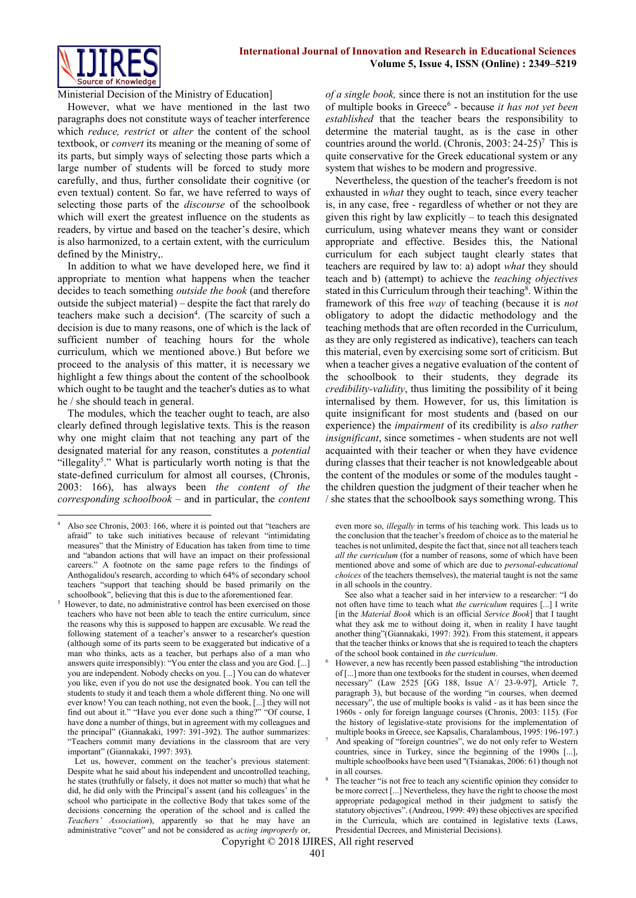Ministerial Decision of the Ministry of Education]

However, what we have mentioned in the last two paragraphs does not constitute ways of teacher interference which *reduce, restrict* or *alter* the content of the school textbook, or *convert* its meaning or the meaning of some of its parts, but simply ways of selecting those parts which a large number of students will be forced to study more carefully, and thus, further consolidate their cognitive (or even textual) content. So far, we have referred to ways of selecting those parts of the *discourse* of the schoolbook which will exert the greatest influence on the students as readers, by virtue and based on the teacher's desire, which is also harmonized, to a certain extent, with the curriculum defined by the Ministry,.

In addition to what we have developed here, we find it appropriate to mention what happens when the teacher decides to teach something *outside the book* (and therefore outside the subject material) – despite the fact that rarely do teachers make such a decision[4]. (The scarcity of such a decision is due to many reasons, one of which is the lack of sufficient number of teaching hours for the whole curriculum, which we mentioned above.) But before we proceed to the analysis of this matter, it is necessary we highlight a few things about the content of the schoolbook which ought to be taught and the teacher's duties as to what he / she should teach in general.

The modules, which the teacher ought to teach, are also clearly defined through legislative texts. This is the reason why one might claim that not teaching any part of the designated material for any reason, constitutes a *potential* "illegality[5]." What is particularly worth noting is that the state-defined curriculum for almost all courses, (Chronis, 2003: 166), has always been *the content of the corresponding schoolbook* – and in particular, the *content of a single book,* since there is not an institution for the use of multiple books in Greece[6] - because *it has not yet been established* that the teacher bears the responsibility to determine the material taught, as is the case in other countries around the world. (Chronis, 2003: 24-25)[7] This is quite conservative for the Greek educational system or any system that wishes to be modern and progressive.

Nevertheless, the question of the teacher's freedom is not exhausted in *what* they ought to teach, since every teacher is, in any case, free - regardless of whether or not they are given this right by law explicitly – to teach this designated curriculum, using whatever means they want or consider appropriate and effective. Besides this, the National curriculum for each subject taught clearly states that teachers are required by law to: a) adopt *what* they should teach and b) (attempt) to achieve the *teaching objectives* stated in this Curriculum through their teaching[8]. Within the framework of this free *way* of teaching (because it is *not* obligatory to adopt the didactic methodology and the teaching methods that are often recorded in the Curriculum, as they are only registered as indicative), teachers can teach this material, even by exercising some sort of criticism. But when a teacher gives a negative evaluation of the content of the schoolbook to their students, they degrade its *credibility-validity*, thus limiting the possibility of it being internalised by them. However, for us, this limitation is quite insignificant for most students and (based on our experience) the *impairment* of its credibility is *also rather insignificant*, since sometimes - when students are not well acquainted with their teacher or when they have evidence during classes that their teacher is not knowledgeable about the content of the modules or some of the modules taught - the children question the judgment of their teacher when he / she states that the schoolbook says something wrong. This

---

[4] Also see Chronis, 2003: 166, where it is pointed out that "teachers are afraid" to take such initiatives because of relevant "intimidating measures" that the Ministry of Education has taken from time to time and "abandon actions that will have an impact on their professional careers." A footnote on the same page refers to the findings of Anthogalidou's research, according to which 64% of secondary school teachers "support that teaching should be based primarily on the schoolbook", believing that this is due to the aforementioned fear.

[5] However, to date, no administrative control has been exercised on those teachers who have not been able to teach the entire curriculum, since the reasons why this is supposed to happen are excusable. We read the following statement of a teacher's answer to a researcher's question (although some of its parts seem to be exaggerated but indicative of a man who thinks, acts as a teacher, but perhaps also of a man who answers quite irresponsibly): "You enter the class and you are God. [...] you are independent. Nobody checks on you. [...] You can do whatever you like, even if you do not use the designated book. You can tell the students to study it and teach them a whole different thing. No one will ever know! You can teach nothing, not even the book, [...] they will not find out about it." "Have you ever done such a thing?" "Of course, I have done a number of things, but in agreement with my colleagues and the principal" (Giannakaki, 1997: 391-392). The author summarizes: "Teachers commit many deviations in the classroom that are very important" (Giannakaki, 1997: 393).

Let us, however, comment on the teacher's previous statement: Despite what he said about his independent and uncontrolled teaching, he states (truthfully or falsely, it does not matter so much) that what he did, he did only with the Principal's assent (and his colleagues' in the school who participate in the collective Body that takes some of the decisions concerning the operation of the school and is called the *Teachers' Association*), apparently so that he may have an administrative "cover" and not be considered as *acting improperly* or, even more so, *illegally* in terms of his teaching work. This leads us to the conclusion that the teacher's freedom of choice as to the material he teaches is not unlimited, despite the fact that, since not all teachers teach *all the curriculum* (for a number of reasons, some of which have been mentioned above and some of which are due to *personal-educational choices* of the teachers themselves), the material taught is not the same in all schools in the country.

See also what a teacher said in her interview to a researcher: "I do not often have time to teach what *the curriculum* requires [...] I write [in the *Material Book* which is an official *Service Book*] that I taught what they ask me to without doing it, when in reality I have taught another thing"(Giannakaki, 1997: 392). From this statement, it appears that the teacher thinks or knows that she is required to teach the chapters of the school book contained in *the curriculum*.

[6] However, a new has recently been passed establishing "the introduction of [...] more than one textbooks for the student in courses, when deemed necessary" (Law 2525 [GG 188, Issue A΄/ 23-9-97], Article 7, paragraph 3), but because of the wording "in courses, when deemed necessary", the use of multiple books is valid - as it has been since the 1960s - only for foreign language courses (Chronis, 2003: 115). (For the history of legislative-state provisions for the implementation of multiple books in Greece, see Kapsalis, Charalambous, 1995: 196-197.)

[7] And speaking of "foreign countries", we do not only refer to Western countries, since in Turkey, since the beginning of the 1990s [...], multiple schoolbooks have been used "(Tsianakas, 2006: 61) though not in all courses.

[8] The teacher "is not free to teach any scientific opinion they consider to be more correct [...] Nevertheless, they have the right to choose the most appropriate pedagogical method in their judgment to satisfy the statutory objectives". (Andreou, 1999: 49) these objectives are specified in the Curricula, which are contained in legislative texts (Laws, Presidential Decrees, and Ministerial Decisions).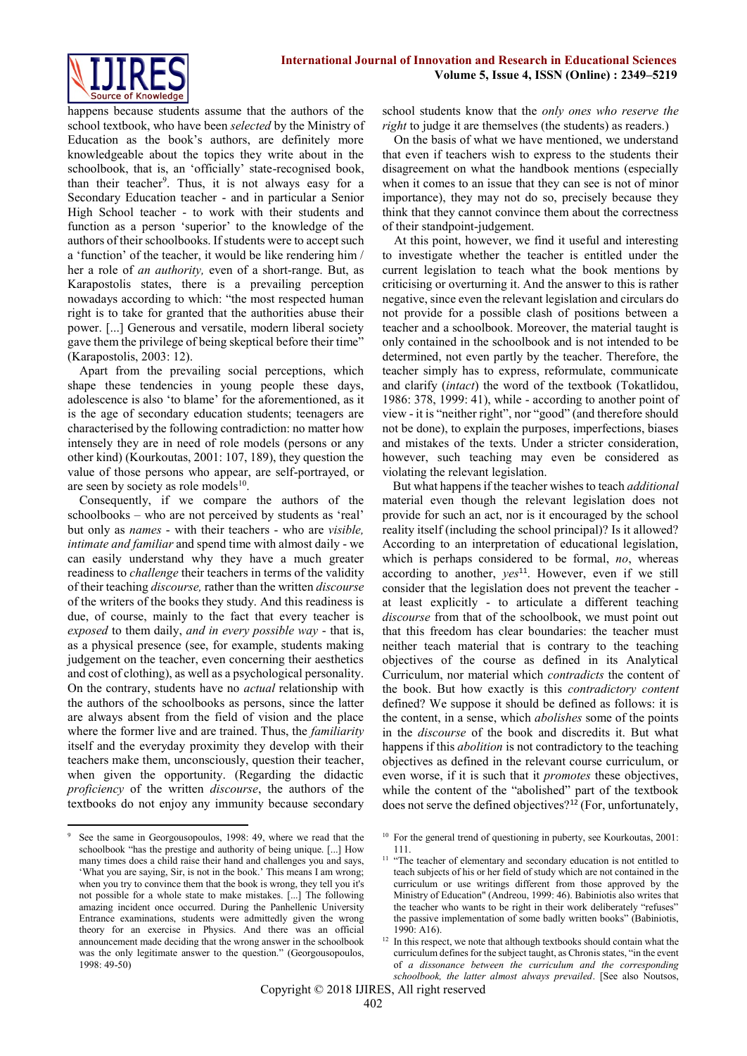happens because students assume that the authors of the school textbook, who have been *selected* by the Ministry of Education as the book's authors, are definitely more knowledgeable about the topics they write about in the schoolbook, that is, an 'officially' state-recognised book, than their teacher[9]. Thus, it is not always easy for a Secondary Education teacher - and in particular a Senior High School teacher - to work with their students and function as a person 'superior' to the knowledge of the authors of their schoolbooks. If students were to accept such a 'function' of the teacher, it would be like rendering him / her a role of *an authority,* even of a short-range. But, as Karapostolis states, there is a prevailing perception nowadays according to which: "the most respected human right is to take for granted that the authorities abuse their power. [...] Generous and versatile, modern liberal society gave them the privilege of being skeptical before their time" (Karapostolis, 2003: 12).

Apart from the prevailing social perceptions, which shape these tendencies in young people these days, adolescence is also 'to blame' for the aforementioned, as it is the age of secondary education students; teenagers are characterised by the following contradiction: no matter how intensely they are in need of role models (persons or any other kind) (Kourkoutas, 2001: 107, 189), they question the value of those persons who appear, are self-portrayed, or are seen by society as role models[10].

Consequently, if we compare the authors of the schoolbooks – who are not perceived by students as 'real' but only as *names* - with their teachers - who are *visible, intimate and familiar* and spend time with almost daily - we can easily understand why they have a much greater readiness to *challenge* their teachers in terms of the validity of their teaching *discourse,* rather than the written *discourse* of the writers of the books they study. And this readiness is due, of course, mainly to the fact that every teacher is *exposed* to them daily, *and in every possible way* - that is, as a physical presence (see, for example, students making judgement on the teacher, even concerning their aesthetics and cost of clothing), as well as a psychological personality. On the contrary, students have no *actual* relationship with the authors of the schoolbooks as persons, since the latter are always absent from the field of vision and the place where the former live and are trained. Thus, the *familiarity* itself and the everyday proximity they develop with their teachers make them, unconsciously, question their teacher, when given the opportunity. (Regarding the didactic *proficiency* of the written *discourse*, the authors of the textbooks do not enjoy any immunity because secondary school students know that the *only ones who reserve the right* to judge it are themselves (the students) as readers.)

On the basis of what we have mentioned, we understand that even if teachers wish to express to the students their disagreement on what the handbook mentions (especially when it comes to an issue that they can see is not of minor importance), they may not do so, precisely because they think that they cannot convince them about the correctness of their standpoint-judgement.

At this point, however, we find it useful and interesting to investigate whether the teacher is entitled under the current legislation to teach what the book mentions by criticising or overturning it. And the answer to this is rather negative, since even the relevant legislation and circulars do not provide for a possible clash of positions between a teacher and a schoolbook. Moreover, the material taught is only contained in the schoolbook and is not intended to be determined, not even partly by the teacher. Therefore, the teacher simply has to express, reformulate, communicate and clarify (*intact*) the word of the textbook (Tokatlidou, 1986: 378, 1999: 41), while - according to another point of view - it is "neither right", nor "good" (and therefore should not be done), to explain the purposes, imperfections, biases and mistakes of the texts. Under a stricter consideration, however, such teaching may even be considered as violating the relevant legislation.

But what happens if the teacher wishes to teach *additional* material even though the relevant legislation does not provide for such an act, nor is it encouraged by the school reality itself (including the school principal)? Is it allowed? According to an interpretation of educational legislation, which is perhaps considered to be formal, *no*, whereas according to another, *yes*[11]. However, even if we still consider that the legislation does not prevent the teacher - at least explicitly - to articulate a different teaching *discourse* from that of the schoolbook, we must point out that this freedom has clear boundaries: the teacher must neither teach material that is contrary to the teaching objectives of the course as defined in its Analytical Curriculum, nor material which *contradicts* the content of the book. But how exactly is this *contradictory content* defined? We suppose it should be defined as follows: it is the content, in a sense, which *abolishes* some of the points in the *discourse* of the book and discredits it. But what happens if this *abolition* is not contradictory to the teaching objectives as defined in the relevant course curriculum, or even worse, if it is such that it *promotes* these objectives, while the content of the "abolished" part of the textbook does not serve the defined objectives?[12] (For, unfortunately,

---

[9] See the same in Georgousopoulos, 1998: 49, where we read that the schoolbook "has the prestige and authority of being unique. [...] How many times does a child raise their hand and challenges you and says, 'What you are saying, Sir, is not in the book.' This means I am wrong; when you try to convince them that the book is wrong, they tell you it's not possible for a whole state to make mistakes. [...] The following amazing incident once occurred. During the Panhellenic University Entrance examinations, students were admittedly given the wrong theory for an exercise in Physics. And there was an official announcement made deciding that the wrong answer in the schoolbook was the only legitimate answer to the question." (Georgousopoulos, 1998: 49-50)

[10] For the general trend of questioning in puberty, see Kourkoutas, 2001: 111.

[11] "The teacher of elementary and secondary education is not entitled to teach subjects of his or her field of study which are not contained in the curriculum or use writings different from those approved by the Ministry of Education" (Andreou, 1999: 46). Babiniotis also writes that the teacher who wants to be right in their work deliberately "refuses" the passive implementation of some badly written books" (Babiniotis, 1990: A16).

[12] In this respect, we note that although textbooks should contain what the curriculum defines for the subject taught, as Chronis states, "in the event of *a dissonance between the curriculum and the corresponding schoolbook, the latter almost always prevailed*. [See also Noutsos,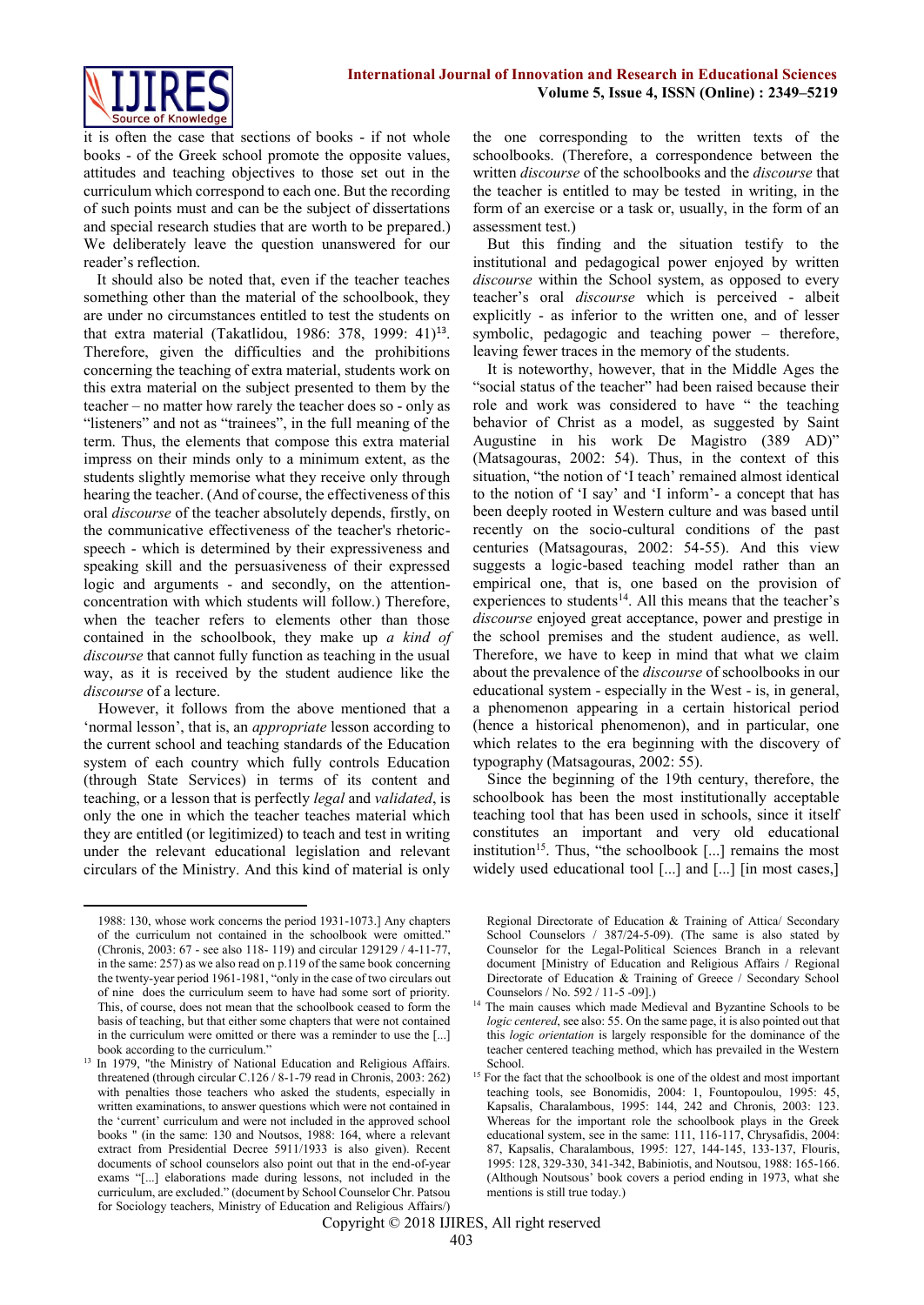it is often the case that sections of books - if not whole books - of the Greek school promote the opposite values, attitudes and teaching objectives to those set out in the curriculum which correspond to each one. But the recording of such points must and can be the subject of dissertations and special research studies that are worth to be prepared.) We deliberately leave the question unanswered for our reader's reflection.

It should also be noted that, even if the teacher teaches something other than the material of the schoolbook, they are under no circumstances entitled to test the students on that extra material (Takatlidou, 1986: 378, 1999: 41)[13]. Therefore, given the difficulties and the prohibitions concerning the teaching of extra material, students work on this extra material on the subject presented to them by the teacher – no matter how rarely the teacher does so - only as "listeners" and not as "trainees", in the full meaning of the term. Thus, the elements that compose this extra material impress on their minds only to a minimum extent, as the students slightly memorise what they receive only through hearing the teacher. (And of course, the effectiveness of this oral *discourse* of the teacher absolutely depends, firstly, on the communicative effectiveness of the teacher's rhetoric-speech - which is determined by their expressiveness and speaking skill and the persuasiveness of their expressed logic and arguments - and secondly, on the attention-concentration with which students will follow.) Therefore, when the teacher refers to elements other than those contained in the schoolbook, they make up *a kind of discourse* that cannot fully function as teaching in the usual way, as it is received by the student audience like the *discourse* of a lecture.

However, it follows from the above mentioned that a 'normal lesson', that is, an *appropriate* lesson according to the current school and teaching standards of the Education system of each country which fully controls Education (through State Services) in terms of its content and teaching, or a lesson that is perfectly *legal* and *validated*, is only the one in which the teacher teaches material which they are entitled (or legitimized) to teach and test in writing under the relevant educational legislation and relevant circulars of the Ministry. And this kind of material is only the one corresponding to the written texts of the schoolbooks. (Therefore, a correspondence between the written *discourse* of the schoolbooks and the *discourse* that the teacher is entitled to may be tested in writing, in the form of an exercise or a task or, usually, in the form of an assessment test.)

But this finding and the situation testify to the institutional and pedagogical power enjoyed by written *discourse* within the School system, as opposed to every teacher's oral *discourse* which is perceived - albeit explicitly - as inferior to the written one, and of lesser symbolic, pedagogic and teaching power – therefore, leaving fewer traces in the memory of the students.

It is noteworthy, however, that in the Middle Ages the "social status of the teacher" had been raised because their role and work was considered to have " the teaching behavior of Christ as a model, as suggested by Saint Augustine in his work De Magistro (389 AD)" (Matsagouras, 2002: 54). Thus, in the context of this situation, "the notion of 'I teach' remained almost identical to the notion of 'I say' and 'I inform'- a concept that has been deeply rooted in Western culture and was based until recently on the socio-cultural conditions of the past centuries (Matsagouras, 2002: 54-55). And this view suggests a logic-based teaching model rather than an empirical one, that is, one based on the provision of experiences to students[14]. All this means that the teacher's *discourse* enjoyed great acceptance, power and prestige in the school premises and the student audience, as well. Therefore, we have to keep in mind that what we claim about the prevalence of the *discourse* of schoolbooks in our educational system - especially in the West - is, in general, a phenomenon appearing in a certain historical period (hence a historical phenomenon), and in particular, one which relates to the era beginning with the discovery of typography (Matsagouras, 2002: 55).

Since the beginning of the 19th century, therefore, the schoolbook has been the most institutionally acceptable teaching tool that has been used in schools, since it itself constitutes an important and very old educational institution[15]. Thus, "the schoolbook [...] remains the most widely used educational tool [...] and [...] [in most cases,]

---

1988: 130, whose work concerns the period 1931-1073.] Any chapters of the curriculum not contained in the schoolbook were omitted." (Chronis, 2003: 67 - see also 118- 119) and circular 129129 / 4-11-77, in the same: 257) as we also read on p.119 of the same book concerning the twenty-year period 1961-1981, "only in the case of two circulars out of nine does the curriculum seem to have had some sort of priority. This, of course, does not mean that the schoolbook ceased to form the basis of teaching, but that either some chapters that were not contained in the curriculum were omitted or there was a reminder to use the [...] book according to the curriculum."

[13] In 1979, "the Ministry of National Education and Religious Affairs. threatened (through circular C.126 / 8-1-79 read in Chronis, 2003: 262) with penalties those teachers who asked the students, especially in written examinations, to answer questions which were not contained in the 'current' curriculum and were not included in the approved school books " (in the same: 130 and Noutsos, 1988: 164, where a relevant extract from Presidential Decree 5911/1933 is also given). Recent documents of school counselors also point out that in the end-of-year exams "[...] elaborations made during lessons, not included in the curriculum, are excluded." (document by School Counselor Chr. Patsou for Sociology teachers, Ministry of Education and Religious Affairs/) Regional Directorate of Education & Training of Attica/ Secondary School Counselors / 387/24-5-09). (The same is also stated by Counselor for the Legal-Political Sciences Branch in a relevant document [Ministry of Education and Religious Affairs / Regional Directorate of Education & Training of Greece / Secondary School Counselors / No. 592 / 11-5 -09].)

[14] The main causes which made Medieval and Byzantine Schools to be *logic centered*, see also: 55. On the same page, it is also pointed out that this *logic orientation* is largely responsible for the dominance of the teacher centered teaching method, which has prevailed in the Western School.

[15] For the fact that the schoolbook is one of the oldest and most important teaching tools, see Bonomidis, 2004: 1, Fountopoulou, 1995: 45, Kapsalis, Charalambous, 1995: 144, 242 and Chronis, 2003: 123. Whereas for the important role the schoolbook plays in the Greek educational system, see in the same: 111, 116-117, Chrysafidis, 2004: 87, Kapsalis, Charalambous, 1995: 127, 144-145, 133-137, Flouris, 1995: 128, 329-330, 341-342, Babiniotis, and Noutsou, 1988: 165-166. (Although Noutsous' book covers a period ending in 1973, what she mentions is still true today.)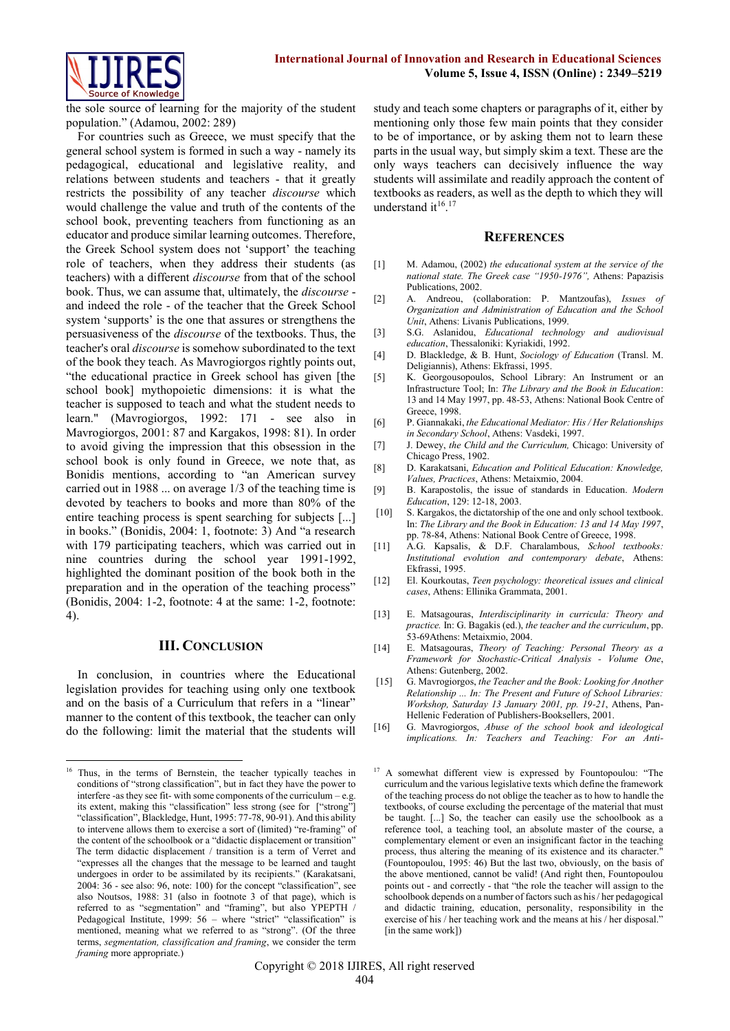the sole source of learning for the majority of the student population." (Adamou, 2002: 289)

For countries such as Greece, we must specify that the general school system is formed in such a way - namely its pedagogical, educational and legislative reality, and relations between students and teachers - that it greatly restricts the possibility of any teacher *discourse* which would challenge the value and truth of the contents of the school book, preventing teachers from functioning as an educator and produce similar learning outcomes. Therefore, the Greek School system does not 'support' the teaching role of teachers, when they address their students (as teachers) with a different *discourse* from that of the school book. Thus, we can assume that, ultimately, the *discourse* - and indeed the role - of the teacher that the Greek School system 'supports' is the one that assures or strengthens the persuasiveness of the *discourse* of the textbooks. Thus, the teacher's oral *discourse* is somehow subordinated to the text of the book they teach. As Mavrogiorgos rightly points out, "the educational practice in Greek school has given [the school book] mythopoietic dimensions: it is what the teacher is supposed to teach and what the student needs to learn." (Mavrogiorgos, 1992: 171 - see also in Mavrogiorgos, 2001: 87 and Kargakos, 1998: 81). In order to avoid giving the impression that this obsession in the school book is only found in Greece, we note that, as Bonidis mentions, according to "an American survey carried out in 1988 ... on average 1/3 of the teaching time is devoted by teachers to books and more than 80% of the entire teaching process is spent searching for subjects [...] in books." (Bonidis, 2004: 1, footnote: 3) And "a research with 179 participating teachers, which was carried out in nine countries during the school year 1991-1992, highlighted the dominant position of the book both in the preparation and in the operation of the teaching process" (Bonidis, 2004: 1-2, footnote: 4 at the same: 1-2, footnote: 4).

## III. Conclusion

In conclusion, in countries where the Educational legislation provides for teaching using only one textbook and on the basis of a Curriculum that refers in a "linear" manner to the content of this textbook, the teacher can only do the following: limit the material that the students will study and teach some chapters or paragraphs of it, either by mentioning only those few main points that they consider to be of importance, or by asking them not to learn these parts in the usual way, but simply skim a text. These are the only ways teachers can decisively influence the way students will assimilate and readily approach the content of textbooks as readers, as well as the depth to which they will understand it[16].[17]

## References

[1] M. Adamou, (2002) *the educational system at the service of the national state. The Greek case "1950-1976"*, Athens: Papazisis Publications, 2002.

[2] A. Andreou, (collaboration: P. Mantzoufas), *Issues of Organization and Administration of Education and the School Unit*, Athens: Livanis Publications, 1999.

[3] S.G. Aslanidou, *Educational technology and audiovisual education*, Thessaloniki: Kyriakidi, 1992.

[4] D. Blackledge, & B. Hunt, *Sociology of Education* (Transl. M. Deligiannis), Athens: Ekfrassi, 1995.

[5] K. Georgousopoulos, School Library: An Instrument or an Infrastructure Tool; In: *The Library and the Book in Education*: 13 and 14 May 1997, pp. 48-53, Athens: National Book Centre of Greece, 1998.

[6] P. Giannnakaki, *the Educational Mediator: His / Her Relationships in Secondary School*, Athens: Vasdeki, 1997.

[7] J. Dewey, *the Child and the Curriculum,* Chicago: University of Chicago Press, 1902.

[8] D. Karakatsani, *Education and Political Education: Knowledge, Values, Practices*, Athens: Metaixmio, 2004.

[9] B. Karapostolis, the issue of standards in Education. *Modern Education*, 129: 12-18, 2003.

[10] S. Kargakos, the dictatorship of the one and only school textbook. In: *The Library and the Book in Education: 13 and 14 May 1997*, pp. 78-84, Athens: National Book Centre of Greece, 1998.

[11] A.G. Kapsalis, & D.F. Charalambous, *School textbooks: Institutional evolution and contemporary debate*, Athens: Ekfrassi, 1995.

[12] El. Kourkoutas, *Teen psychology: theoretical issues and clinical cases*, Athens: Ellinika Grammata, 2001.

[13] E. Matsagouras, *Interdisciplinarity in curricula: Theory and practice.* In: G. Bagakis (ed.), *the teacher and the curriculum*, pp. 53-69Athens: Metaixmio, 2004.

[14] E. Matsagouras, *Theory of Teaching: Personal Theory as a Framework for Stochastic-Critical Analysis - Volume One*, Athens: Gutenberg, 2002.

[15] G. Mavrogiorgos, *the Teacher and the Book: Looking for Another Relationship ... In: The Present and Future of School Libraries: Workshop, Saturday 13 January 2001, pp. 19-21*, Athens, Pan-Hellenic Federation of Publishers-Booksellers, 2001.

[16] G. Mavrogiorgos, *Abuse of the school book and ideological implications. In: Teachers and Teaching: For an Anti-*

---

[16] Thus, in the terms of Bernstein, the teacher typically teaches in conditions of "strong classification", but in fact they have the power to interfere -as they see fit- with some components of the curriculum – e.g. its extent, making this "classification" less strong (see for ["strong"] "classification", Blackledge, Hunt, 1995: 77-78, 90-91). And this ability to intervene allows them to exercise a sort of (limited) "re-framing" of the content of the schoolbook or a "didactic displacement or transition" The term didactic displacement / transition is a term of Verret and "expresses all the changes that the message to be learned and taught undergoes in order to be assimilated by its recipients." (Karakatsani, 2004: 36 - see also: 96, note: 100) for the concept "classification", see also Noutsos, 1988: 31 (also in footnote 3 of that page), which is referred to as "segmentation" and "framing", but also YPEPTH / Pedagogical Institute, 1999: 56 – where "strict" "classification" is mentioned, meaning what we referred to as "strong". (Of the three terms, *segmentation, classification and framing*, we consider the term *framing* more appropriate.)

[17] A somewhat different view is expressed by Fountopoulou: "The curriculum and the various legislative texts which define the framework of the teaching process do not oblige the teacher as to how to handle the textbooks, of course excluding the percentage of the material that must be taught. [...] So, the teacher can easily use the schoolbook as a reference tool, a teaching tool, an absolute master of the course, a complementary element or even an insignificant factor in the teaching process, thus altering the meaning of its existence and its character." (Fountopoulou, 1995: 46) But the last two, obviously, on the basis of the above mentioned, cannot be valid! (And right then, Fountopoulou points out - and correctly - that "the role the teacher will assign to the schoolbook depends on a number of factors such as his / her pedagogical and didactic training, education, personality, responsibility in the exercise of his / her teaching work and the means at his / her disposal." [in the same work])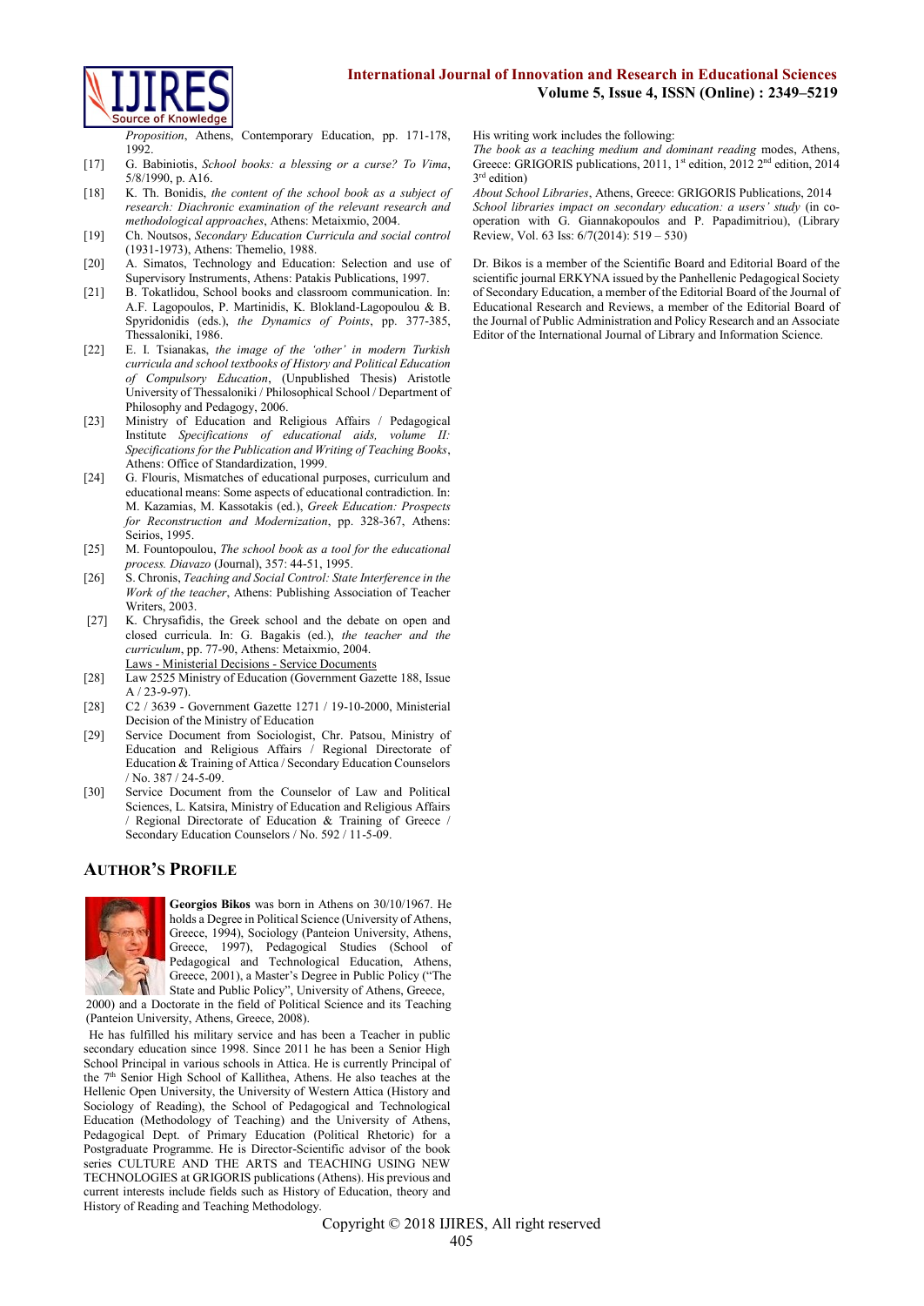*Proposition*, Athens, Contemporary Education, pp. 171-178, 1992.

[17] G. Babiniotis, *School books: a blessing or a curse? To Vima*, 5/8/1990, p. A16.

[18] K. Th. Bonidis, *the content of the school book as a subject of research: Diachronic examination of the relevant research and methodological approaches*, Athens: Metaixmio, 2004.

[19] Ch. Noutsos, *Secondary Education Curricula and social control* (1931-1973), Athens: Themelio, 1988.

[20] A. Simatos, Technology and Education: Selection and use of Supervisory Instruments, Athens: Patakis Publications, 1997.

[21] B. Tokatlidou, School books and classroom communication. In: A.F. Lagopoulos, P. Martinidis, K. Blokland-Lagopoulou & B. Spyridonidis (eds.), *the Dynamics of Points*, pp. 377-385, Thessaloniki, 1986.

[22] E. I. Tsianakas, *the image of the 'other' in modern Turkish curricula and school textbooks of History and Political Education of Compulsory Education*, (Unpublished Thesis) Aristotle University of Thessaloniki / Philosophical School / Department of Philosophy and Pedagogy, 2006.

[23] Ministry of Education and Religious Affairs / Pedagogical Institute *Specifications of educational aids, volume II: Specifications for the Publication and Writing of Teaching Books*, Athens: Office of Standardization, 1999.

[24] G. Flouris, Mismatches of educational purposes, curriculum and educational means: Some aspects of educational contradiction. In: M. Kazamias, M. Kassotakis (ed.), *Greek Education: Prospects for Reconstruction and Modernization*, pp. 328-367, Athens: Seirios, 1995.

[25] M. Fountopoulou, *The school book as a tool for the educational process. Diavazo* (Journal), 357: 44-51, 1995.

[26] S. Chronis, *Teaching and Social Control: State Interference in the Work of the teacher*, Athens: Publishing Association of Teacher Writers, 2003.

[27] K. Chrysafidis, the Greek school and the debate on open and closed curricula. In: G. Bagakis (ed.), *the teacher and the curriculum*, pp. 77-90, Athens: Metaixmio, 2004.

Laws - Ministerial Decisions - Service Documents

[28] Law 2525 Ministry of Education (Government Gazette 188, Issue A / 23-9-97).

[28] C2 / 3639 - Government Gazette 1271 / 19-10-2000, Ministerial Decision of the Ministry of Education

[29] Service Document from Sociologist, Chr. Patsou, Ministry of Education and Religious Affairs / Regional Directorate of Education & Training of Attica / Secondary Education Counselors / No. 387 / 24-5-09.

[30] Service Document from the Counselor of Law and Political Sciences, L. Katsira, Ministry of Education and Religious Affairs / Regional Directorate of Education & Training of Greece / Secondary Education Counselors / No. 592 / 11-5-09.

## Author's Profile

**Georgios Bikos** was born in Athens on 30/10/1967. He holds a Degree in Political Science (University of Athens, Greece, 1994), Sociology (Panteion University, Athens, Greece, 1997), Pedagogical Studies (School of Pedagogical and Technological Education, Athens, Greece, 2001), a Master's Degree in Public Policy ("The State and Public Policy", University of Athens, Greece, 2000) and a Doctorate in the field of Political Science and its Teaching (Panteion University, Athens, Greece, 2008).

He has fulfilled his military service and has been a Teacher in public secondary education since 1998. Since 2011 he has been a Senior High School Principal in various schools in Attica. He is currently Principal of the 7th Senior High School of Kallithea, Athens. He also teaches at the Hellenic Open University, the University of Western Attica (History and Sociology of Reading), the School of Pedagogical and Technological Education (Methodology of Teaching) and the University of Athens, Pedagogical Dept. of Primary Education (Political Rhetoric) for a Postgraduate Programme. He is Director-Scientific advisor of the book series CULTURE AND THE ARTS and TEACHING USING NEW TECHNOLOGIES at GRIGORIS publications (Athens). His previous and current interests include fields such as History of Education, theory and History of Reading and Teaching Methodology.

His writing work includes the following:

*The book as a teaching medium and dominant reading* modes, Athens, Greece: GRIGORIS publications, 2011, 1st edition, 2012 2nd edition, 2014 3rd edition)

*About School Libraries*, Athens, Greece: GRIGORIS Publications, 2014

*School libraries impact on secondary education: a users' study* (in co-operation with G. Giannakopoulos and P. Papadimitriou), (Library Review, Vol. 63 Iss: 6/7(2014): 519 – 530)

Dr. Bikos is a member of the Scientific Board and Editorial Board of the scientific journal ERKYNA issued by the Panhellenic Pedagogical Society of Secondary Education, a member of the Editorial Board of the Journal of Educational Research and Reviews, a member of the Editorial Board of the Journal of Public Administration and Policy Research and an Associate Editor of the International Journal of Library and Information Science.